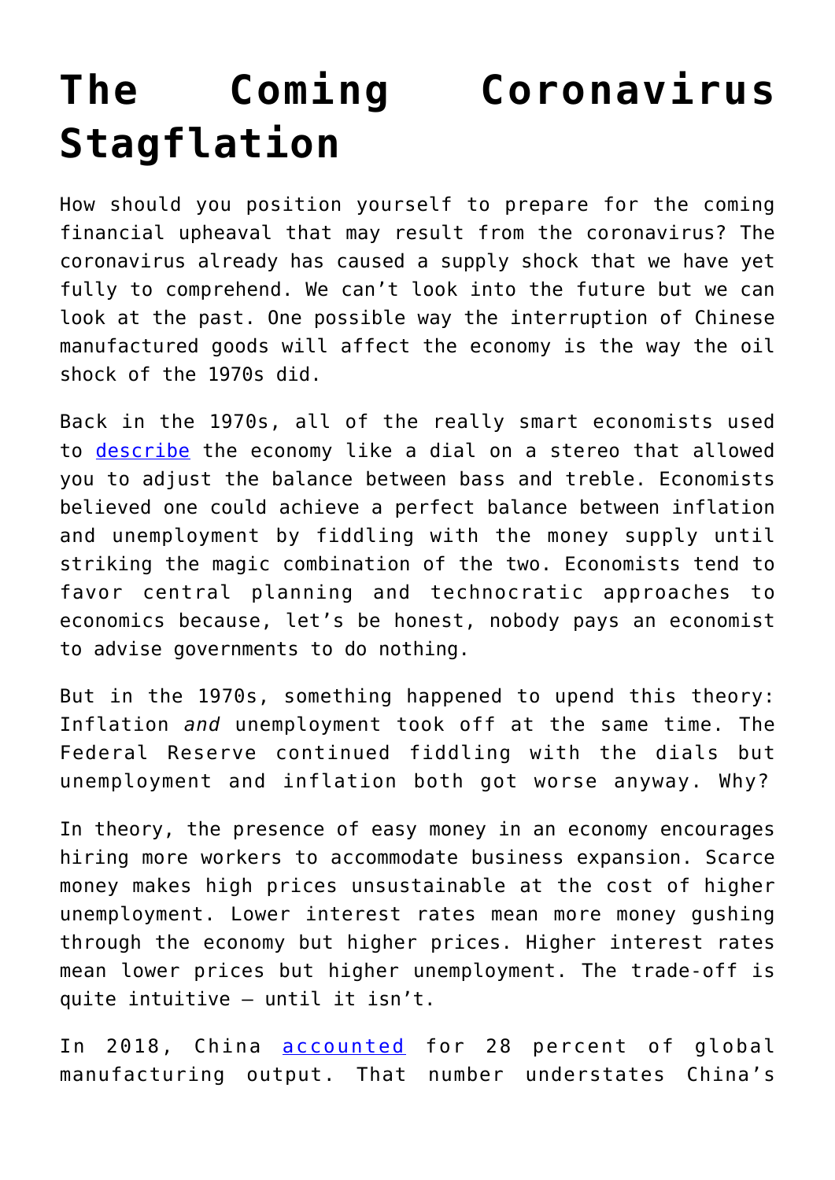# The Coming Coronavirus Stagflation

How should you position yourself to prepare for the coming financial upheaval that may result from the coronavirus? The coronavirus already has caused a supply shock that we have yet fully to comprehend. We can't look into the future but we can look at the past. One possible way the interruption of Chinese manufactured goods will affect the economy is the way the oil shock of the 1970s did.

Back in the 1970s, all of the really smart economists used to describe the economy like a dial on a stereo that allowed you to adjust the balance between bass and treble. Economists believed one could achieve a perfect balance between inflation and unemployment by fiddling with the money supply until striking the magic combination of the two. Economists tend to favor central planning and technocratic approaches to economics because, let's be honest, nobody pays an economist to advise governments to do nothing.

But in the 1970s, something happened to upend this theory: Inflation *and* unemployment took off at the same time. The Federal Reserve continued fiddling with the dials but unemployment and inflation both got worse anyway. Why?

In theory, the presence of easy money in an economy encourages hiring more workers to accommodate business expansion. Scarce money makes high prices unsustainable at the cost of higher unemployment. Lower interest rates mean more money gushing through the economy but higher prices. Higher interest rates mean lower prices but higher unemployment. The trade-off is quite intuitive – until it isn't.

In 2018, China accounted for 28 percent of global manufacturing output. That number understates China's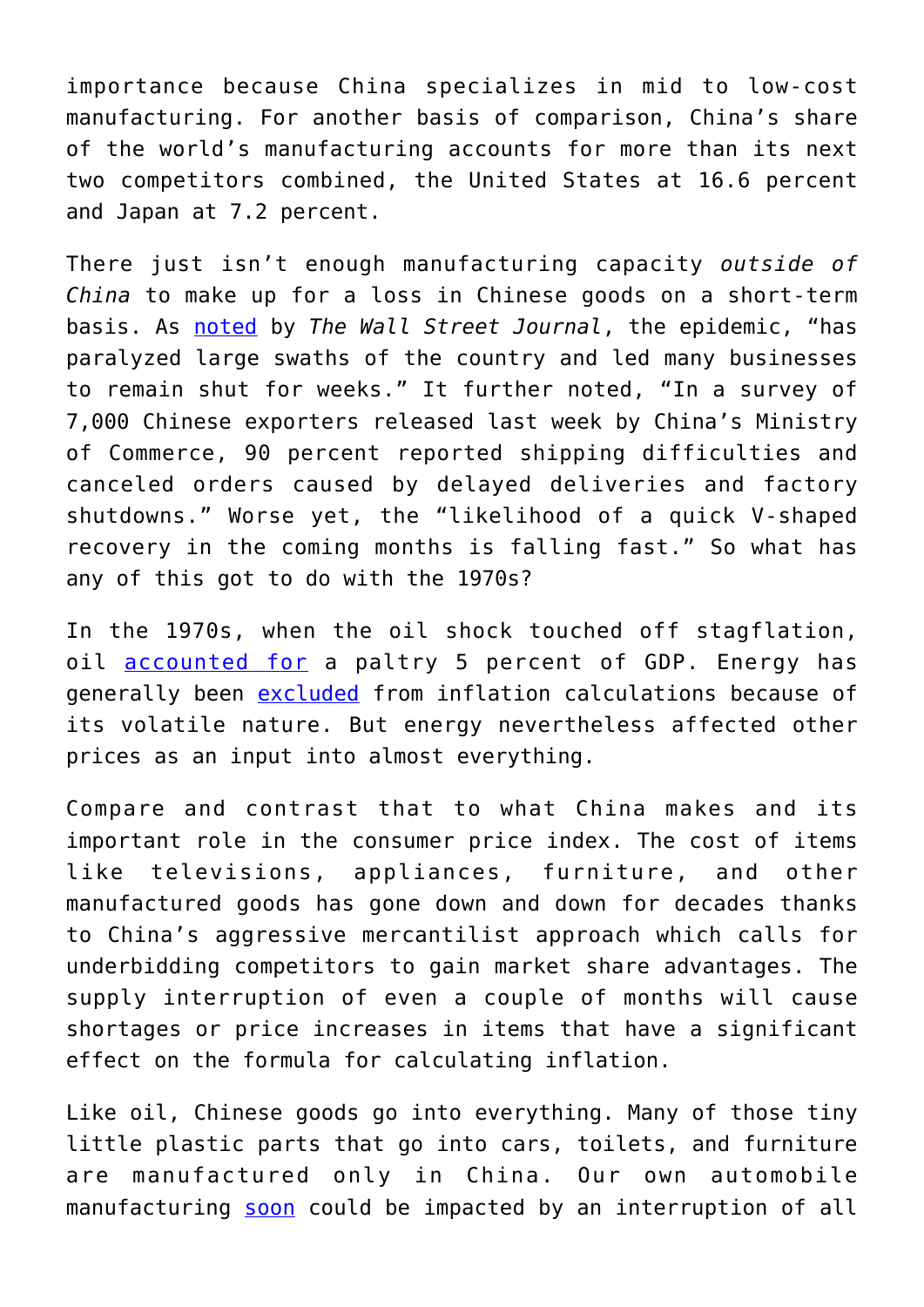importance because China specializes in mid to low-cost manufacturing. For another basis of comparison, China's share of the world's manufacturing accounts for more than its next two competitors combined, the United States at 16.6 percent and Japan at 7.2 percent.

There just isn't enough manufacturing capacity *outside of China* to make up for a loss in Chinese goods on a short-term basis. As noted by *The Wall Street Journal*, the epidemic, "has paralyzed large swaths of the country and led many businesses to remain shut for weeks." It further noted, "In a survey of 7,000 Chinese exporters released last week by China's Ministry of Commerce, 90 percent reported shipping difficulties and canceled orders caused by delayed deliveries and factory shutdowns." Worse yet, the "likelihood of a quick V-shaped recovery in the coming months is falling fast." So what has any of this got to do with the 1970s?

In the 1970s, when the oil shock touched off stagflation, oil accounted for a paltry 5 percent of GDP. Energy has generally been excluded from inflation calculations because of its volatile nature. But energy nevertheless affected other prices as an input into almost everything.

Compare and contrast that to what China makes and its important role in the consumer price index. The cost of items like televisions, appliances, furniture, and other manufactured goods has gone down and down for decades thanks to China's aggressive mercantilist approach which calls for underbidding competitors to gain market share advantages. The supply interruption of even a couple of months will cause shortages or price increases in items that have a significant effect on the formula for calculating inflation.

Like oil, Chinese goods go into everything. Many of those tiny little plastic parts that go into cars, toilets, and furniture are manufactured only in China. Our own automobile manufacturing soon could be impacted by an interruption of all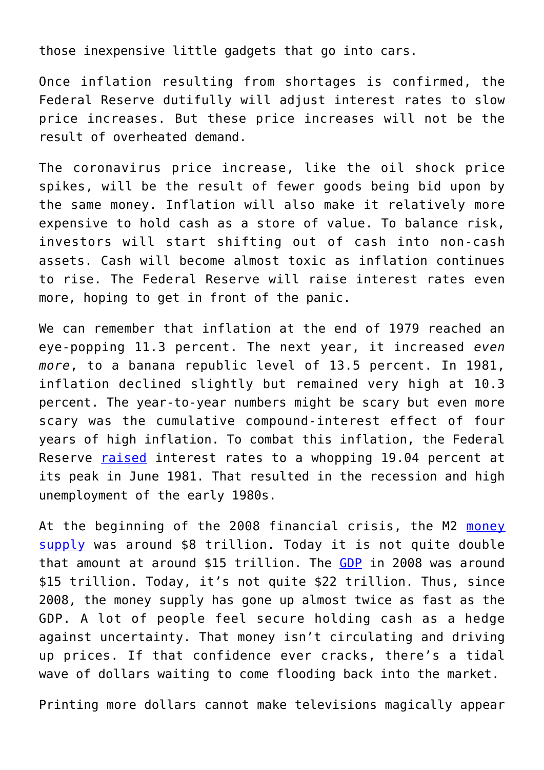those inexpensive little gadgets that go into cars.

Once inflation resulting from shortages is confirmed, the Federal Reserve dutifully will adjust interest rates to slow price increases. But these price increases will not be the result of overheated demand.

The coronavirus price increase, like the oil shock price spikes, will be the result of fewer goods being bid upon by the same money. Inflation will also make it relatively more expensive to hold cash as a store of value. To balance risk, investors will start shifting out of cash into non-cash assets. Cash will become almost toxic as inflation continues to rise. The Federal Reserve will raise interest rates even more, hoping to get in front of the panic.

We can remember that inflation at the end of 1979 reached an eye-popping 11.3 percent. The next year, it increased *even more*, to a banana republic level of 13.5 percent. In 1981, inflation declined slightly but remained very high at 10.3 percent. The year-to-year numbers might be scary but even more scary was the cumulative compound-interest effect of four years of high inflation. To combat this inflation, the Federal Reserve raised interest rates to a whopping 19.04 percent at its peak in June 1981. That resulted in the recession and high unemployment of the early 1980s.

At the beginning of the 2008 financial crisis, the M2 money supply was around $8 trillion. Today it is not quite double that amount at around $15 trillion. The GDP in 2008 was around $15 trillion. Today, it's not quite $22 trillion. Thus, since 2008, the money supply has gone up almost twice as fast as the GDP. A lot of people feel secure holding cash as a hedge against uncertainty. That money isn't circulating and driving up prices. If that confidence ever cracks, there's a tidal wave of dollars waiting to come flooding back into the market.

Printing more dollars cannot make televisions magically appear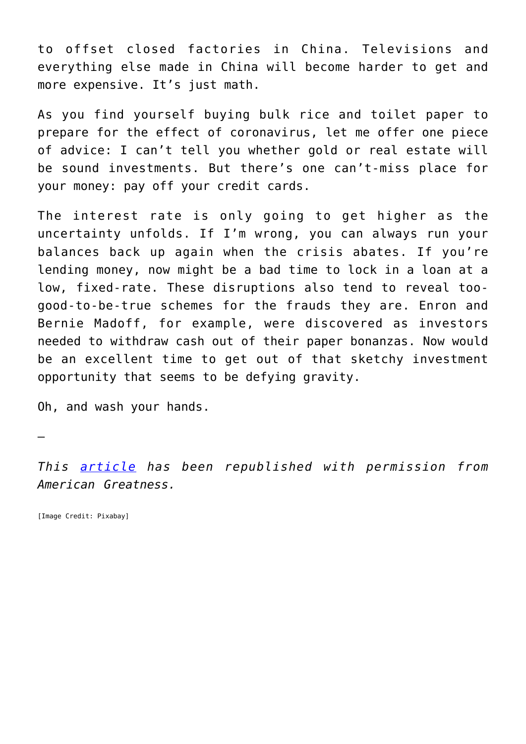to offset closed factories in China. Televisions and everything else made in China will become harder to get and more expensive. It's just math.

As you find yourself buying bulk rice and toilet paper to prepare for the effect of coronavirus, let me offer one piece of advice: I can't tell you whether gold or real estate will be sound investments. But there's one can't-miss place for your money: pay off your credit cards.

The interest rate is only going to get higher as the uncertainty unfolds. If I'm wrong, you can always run your balances back up again when the crisis abates. If you're lending money, now might be a bad time to lock in a loan at a low, fixed-rate. These disruptions also tend to reveal too-good-to-be-true schemes for the frauds they are. Enron and Bernie Madoff, for example, were discovered as investors needed to withdraw cash out of their paper bonanzas. Now would be an excellent time to get out of that sketchy investment opportunity that seems to be defying gravity.

Oh, and wash your hands.

—

*This article has been republished with permission from American Greatness.*

[Image Credit: Pixabay]